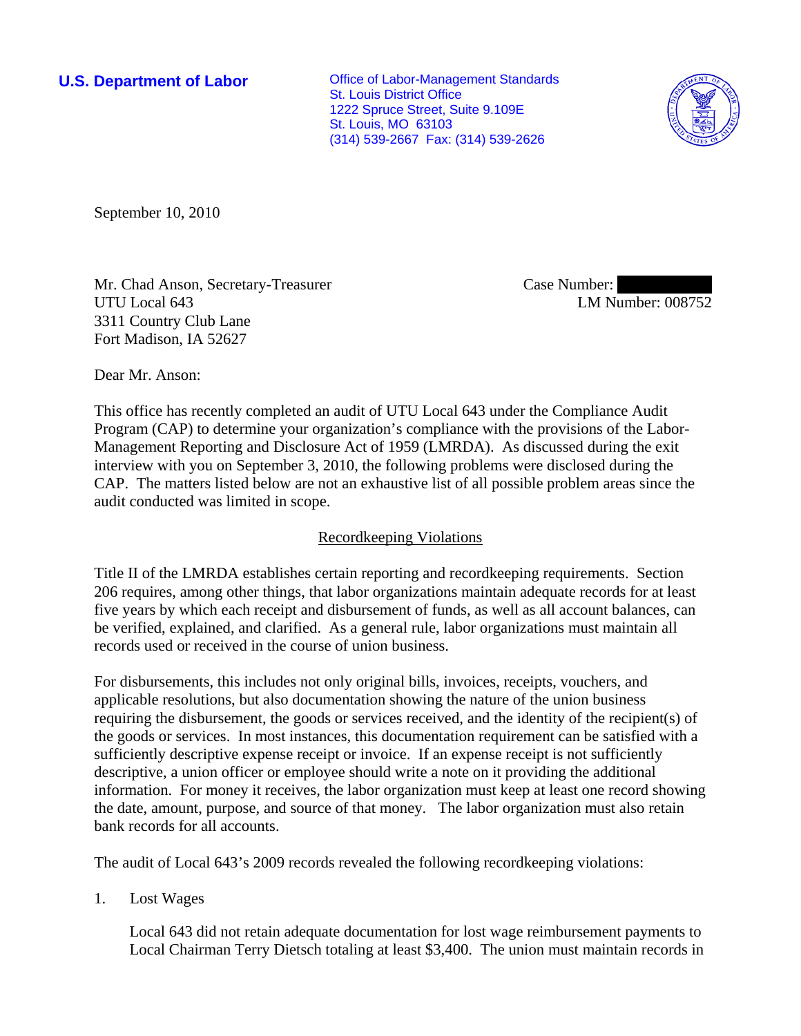**U.S. Department of Labor**

Office of Labor-Management Standards
St. Louis District Office
1222 Spruce Street, Suite 9.109E
St. Louis, MO 63103
(314) 539-2667 Fax: (314) 539-2626

September 10, 2010

Mr. Chad Anson, Secretary-Treasurer
UTU Local 643
3311 Country Club Lane
Fort Madison, IA 52627

Case Number: [redacted]
LM Number: 008752

Dear Mr. Anson:

This office has recently completed an audit of UTU Local 643 under the Compliance Audit Program (CAP) to determine your organization's compliance with the provisions of the Labor-Management Reporting and Disclosure Act of 1959 (LMRDA). As discussed during the exit interview with you on September 3, 2010, the following problems were disclosed during the CAP. The matters listed below are not an exhaustive list of all possible problem areas since the audit conducted was limited in scope.

## Recordkeeping Violations

Title II of the LMRDA establishes certain reporting and recordkeeping requirements. Section 206 requires, among other things, that labor organizations maintain adequate records for at least five years by which each receipt and disbursement of funds, as well as all account balances, can be verified, explained, and clarified. As a general rule, labor organizations must maintain all records used or received in the course of union business.

For disbursements, this includes not only original bills, invoices, receipts, vouchers, and applicable resolutions, but also documentation showing the nature of the union business requiring the disbursement, the goods or services received, and the identity of the recipient(s) of the goods or services. In most instances, this documentation requirement can be satisfied with a sufficiently descriptive expense receipt or invoice. If an expense receipt is not sufficiently descriptive, a union officer or employee should write a note on it providing the additional information. For money it receives, the labor organization must keep at least one record showing the date, amount, purpose, and source of that money. The labor organization must also retain bank records for all accounts.

The audit of Local 643's 2009 records revealed the following recordkeeping violations:

1. Lost Wages

   Local 643 did not retain adequate documentation for lost wage reimbursement payments to Local Chairman Terry Dietsch totaling at least $3,400. The union must maintain records in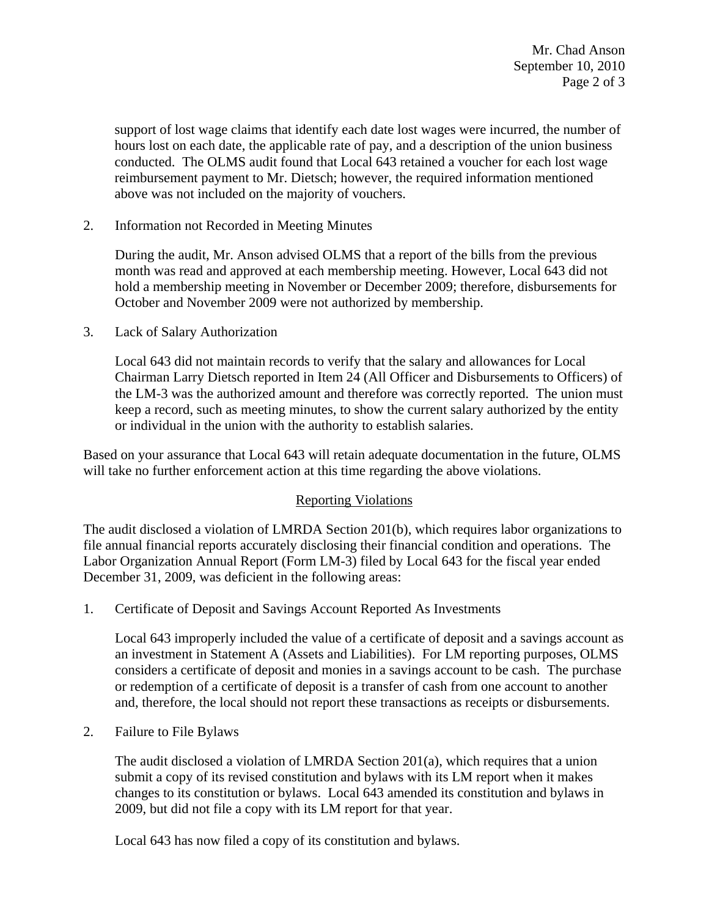support of lost wage claims that identify each date lost wages were incurred, the number of hours lost on each date, the applicable rate of pay, and a description of the union business conducted. The OLMS audit found that Local 643 retained a voucher for each lost wage reimbursement payment to Mr. Dietsch; however, the required information mentioned above was not included on the majority of vouchers.

2. Information not Recorded in Meeting Minutes

   During the audit, Mr. Anson advised OLMS that a report of the bills from the previous month was read and approved at each membership meeting. However, Local 643 did not hold a membership meeting in November or December 2009; therefore, disbursements for October and November 2009 were not authorized by membership.

3. Lack of Salary Authorization

   Local 643 did not maintain records to verify that the salary and allowances for Local Chairman Larry Dietsch reported in Item 24 (All Officer and Disbursements to Officers) of the LM-3 was the authorized amount and therefore was correctly reported. The union must keep a record, such as meeting minutes, to show the current salary authorized by the entity or individual in the union with the authority to establish salaries.

Based on your assurance that Local 643 will retain adequate documentation in the future, OLMS will take no further enforcement action at this time regarding the above violations.

## Reporting Violations

The audit disclosed a violation of LMRDA Section 201(b), which requires labor organizations to file annual financial reports accurately disclosing their financial condition and operations. The Labor Organization Annual Report (Form LM-3) filed by Local 643 for the fiscal year ended December 31, 2009, was deficient in the following areas:

1. Certificate of Deposit and Savings Account Reported As Investments

   Local 643 improperly included the value of a certificate of deposit and a savings account as an investment in Statement A (Assets and Liabilities). For LM reporting purposes, OLMS considers a certificate of deposit and monies in a savings account to be cash. The purchase or redemption of a certificate of deposit is a transfer of cash from one account to another and, therefore, the local should not report these transactions as receipts or disbursements.

2. Failure to File Bylaws

   The audit disclosed a violation of LMRDA Section 201(a), which requires that a union submit a copy of its revised constitution and bylaws with its LM report when it makes changes to its constitution or bylaws. Local 643 amended its constitution and bylaws in 2009, but did not file a copy with its LM report for that year.

   Local 643 has now filed a copy of its constitution and bylaws.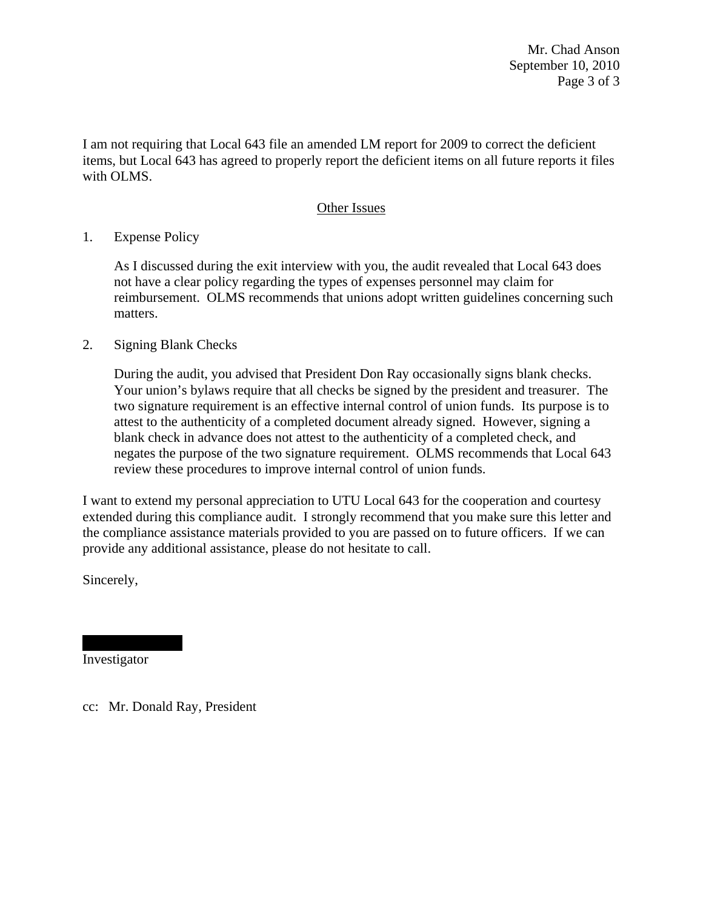I am not requiring that Local 643 file an amended LM report for 2009 to correct the deficient items, but Local 643 has agreed to properly report the deficient items on all future reports it files with OLMS.

## Other Issues

1. Expense Policy

   As I discussed during the exit interview with you, the audit revealed that Local 643 does not have a clear policy regarding the types of expenses personnel may claim for reimbursement. OLMS recommends that unions adopt written guidelines concerning such matters.

2. Signing Blank Checks

   During the audit, you advised that President Don Ray occasionally signs blank checks. Your union's bylaws require that all checks be signed by the president and treasurer. The two signature requirement is an effective internal control of union funds. Its purpose is to attest to the authenticity of a completed document already signed. However, signing a blank check in advance does not attest to the authenticity of a completed check, and negates the purpose of the two signature requirement. OLMS recommends that Local 643 review these procedures to improve internal control of union funds.

I want to extend my personal appreciation to UTU Local 643 for the cooperation and courtesy extended during this compliance audit. I strongly recommend that you make sure this letter and the compliance assistance materials provided to you are passed on to future officers. If we can provide any additional assistance, please do not hesitate to call.

Sincerely,

Investigator

cc: Mr. Donald Ray, President